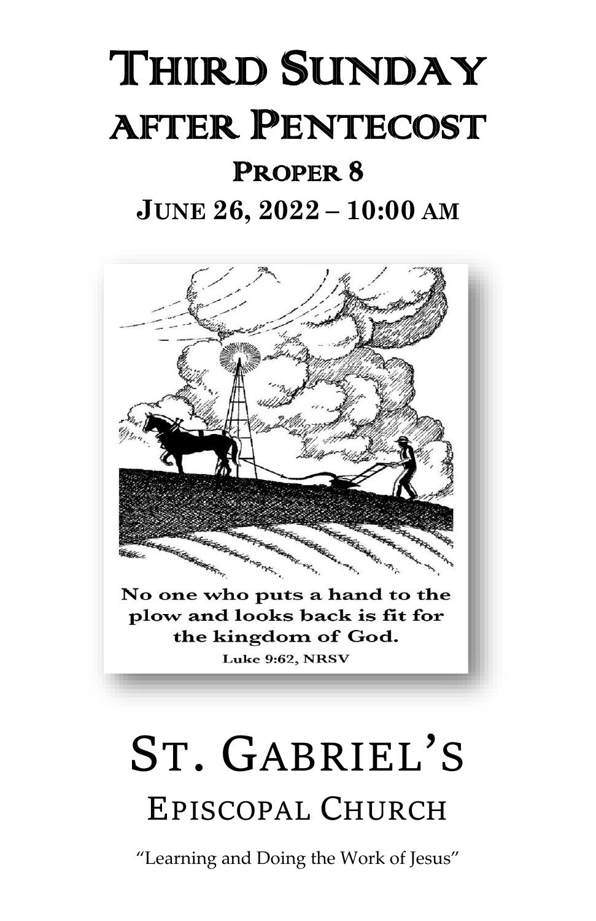# Third Sunday after Pentecost

## Proper 8

**June 26, 2022 – 10:00 AM**

No one who puts a hand to the plow and looks back is fit for the kingdom of God.

Luke 9:62, NRSV

# St. Gabriel's

## Episcopal Church

"Learning and Doing the Work of Jesus"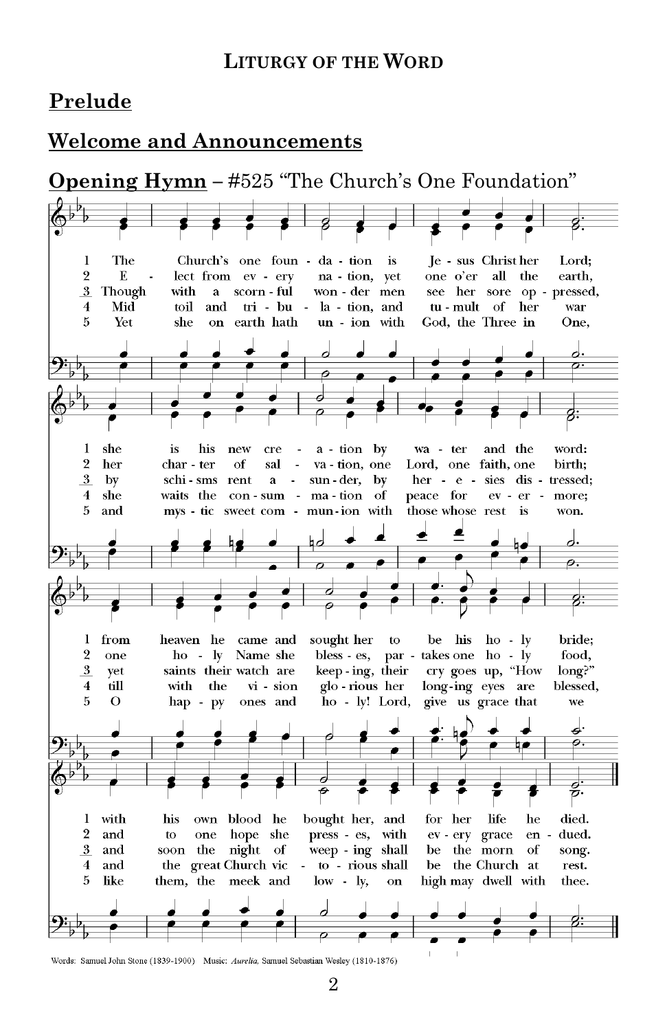## LITURGY OF THE WORD

## Prelude

## Welcome and Announcements

## Opening Hymn – #525 "The Church's One Foundation"

1. The Church's one foundation is Jesus Christ her Lord;
she is his new creation by water and the word:
from heaven he came and sought her to be his holy bride;
with his own blood he bought her, and for her life he died.

2. Elect from every nation, yet one o'er all the earth,
her charter of salvation, one Lord, one faith, one birth;
one holy Name she blesses, partakes one holy food,
and to one hope she presses, with every grace endued.

3. Though with a scornful wonder men see her sore oppressed,
by schisms rent asunder, by heresies distressed;
yet saints their watch are keeping, their cry goes up, "How long?"
and soon the night of weeping shall be the morn of song.

4. Mid toil and tribulation, and tumult of her war
she waits the consummation of peace for evermore;
till with the vision glorious her longing eyes are blessed,
and the great Church victorious shall be the Church at rest.

5. Yet she on earth hath union with God, the Three in One,
and mystic sweet communion with those whose rest is won.
O happy ones and holy! Lord, give us grace that we
like them, the meek and lowly, on high may dwell with thee.

Words: Samuel John Stone (1839-1900) Music: *Aurelia*, Samuel Sebastian Wesley (1810-1876)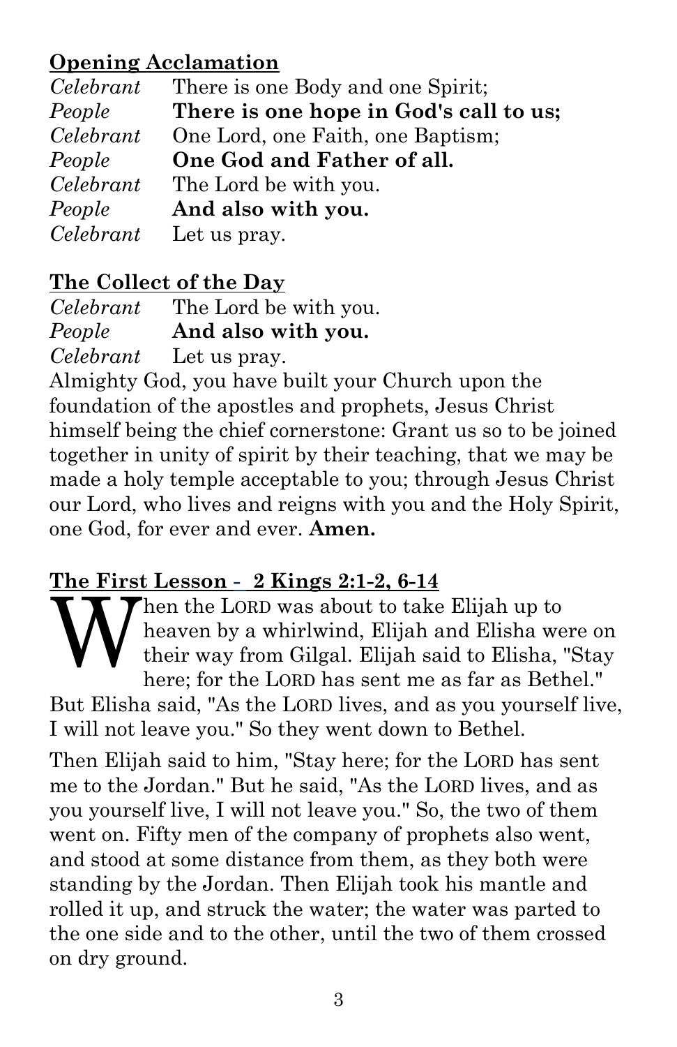**Opening Acclamation**

*Celebrant* There is one Body and one Spirit;
*People* **There is one hope in God's call to us;**
*Celebrant* One Lord, one Faith, one Baptism;
*People* **One God and Father of all.**
*Celebrant* The Lord be with you.
*People* **And also with you.**
*Celebrant* Let us pray.

**The Collect of the Day**

*Celebrant* The Lord be with you.
*People* **And also with you.**
*Celebrant* Let us pray.

Almighty God, you have built your Church upon the foundation of the apostles and prophets, Jesus Christ himself being the chief cornerstone: Grant us so to be joined together in unity of spirit by their teaching, that we may be made a holy temple acceptable to you; through Jesus Christ our Lord, who lives and reigns with you and the Holy Spirit, one God, for ever and ever. **Amen.**

**The First Lesson - 2 Kings 2:1-2, 6-14**

When the LORD was about to take Elijah up to heaven by a whirlwind, Elijah and Elisha were on their way from Gilgal. Elijah said to Elisha, "Stay here; for the LORD has sent me as far as Bethel." But Elisha said, "As the LORD lives, and as you yourself live, I will not leave you." So they went down to Bethel.

Then Elijah said to him, "Stay here; for the LORD has sent me to the Jordan." But he said, "As the LORD lives, and as you yourself live, I will not leave you." So, the two of them went on. Fifty men of the company of prophets also went, and stood at some distance from them, as they both were standing by the Jordan. Then Elijah took his mantle and rolled it up, and struck the water; the water was parted to the one side and to the other, until the two of them crossed on dry ground.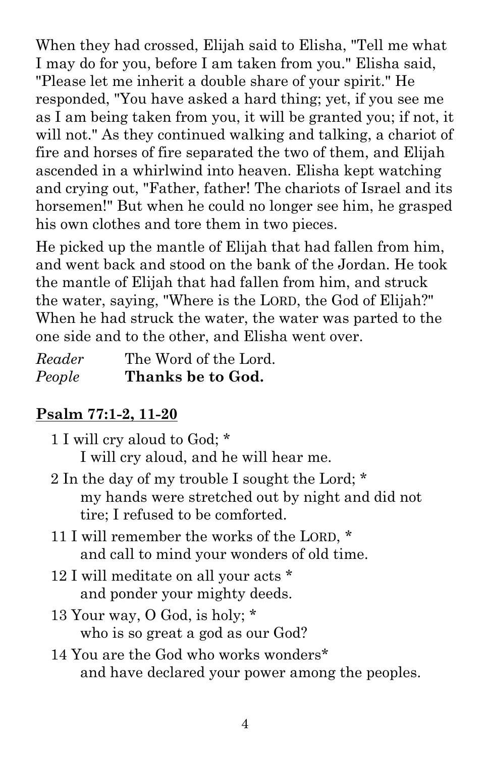When they had crossed, Elijah said to Elisha, "Tell me what I may do for you, before I am taken from you." Elisha said, "Please let me inherit a double share of your spirit." He responded, "You have asked a hard thing; yet, if you see me as I am being taken from you, it will be granted you; if not, it will not." As they continued walking and talking, a chariot of fire and horses of fire separated the two of them, and Elijah ascended in a whirlwind into heaven. Elisha kept watching and crying out, "Father, father! The chariots of Israel and its horsemen!" But when he could no longer see him, he grasped his own clothes and tore them in two pieces.

He picked up the mantle of Elijah that had fallen from him, and went back and stood on the bank of the Jordan. He took the mantle of Elijah that had fallen from him, and struck the water, saying, "Where is the LORD, the God of Elijah?" When he had struck the water, the water was parted to the one side and to the other, and Elisha went over.

*Reader* The Word of the Lord.
*People* **Thanks be to God.**

## Psalm 77:1-2, 11-20

1 I will cry aloud to God; *
I will cry aloud, and he will hear me.

2 In the day of my trouble I sought the Lord; *
my hands were stretched out by night and did not tire; I refused to be comforted.

11 I will remember the works of the LORD, *
and call to mind your wonders of old time.

12 I will meditate on all your acts *
and ponder your mighty deeds.

13 Your way, O God, is holy; *
who is so great a god as our God?

14 You are the God who works wonders*
and have declared your power among the peoples.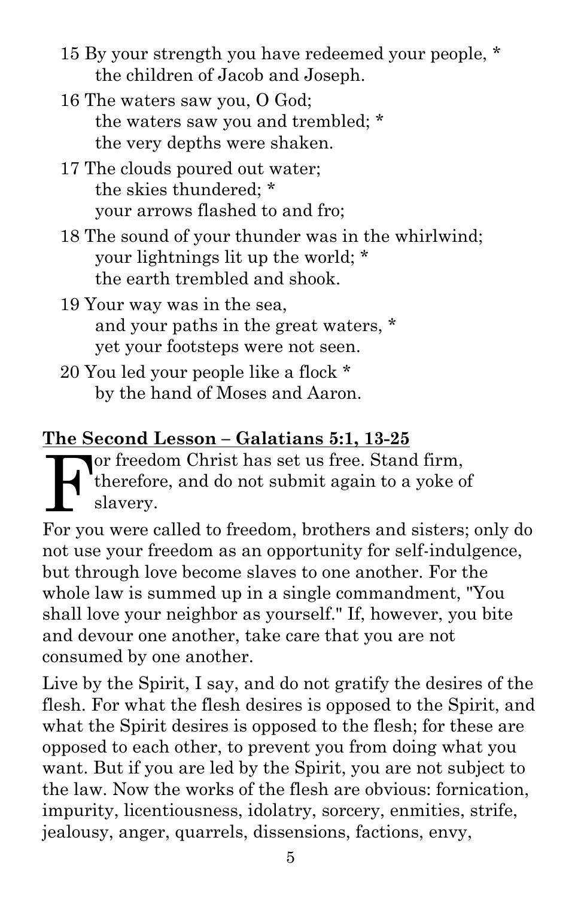15 By your strength you have redeemed your people, *
the children of Jacob and Joseph.

16 The waters saw you, O God;
the waters saw you and trembled; *
the very depths were shaken.

17 The clouds poured out water;
the skies thundered; *
your arrows flashed to and fro;

18 The sound of your thunder was in the whirlwind;
your lightnings lit up the world; *
the earth trembled and shook.

19 Your way was in the sea,
and your paths in the great waters, *
yet your footsteps were not seen.

20 You led your people like a flock *
by the hand of Moses and Aaron.

**The Second Lesson – Galatians 5:1, 13-25**

For freedom Christ has set us free. Stand firm, therefore, and do not submit again to a yoke of slavery.

For you were called to freedom, brothers and sisters; only do not use your freedom as an opportunity for self-indulgence, but through love become slaves to one another. For the whole law is summed up in a single commandment, "You shall love your neighbor as yourself." If, however, you bite and devour one another, take care that you are not consumed by one another.

Live by the Spirit, I say, and do not gratify the desires of the flesh. For what the flesh desires is opposed to the Spirit, and what the Spirit desires is opposed to the flesh; for these are opposed to each other, to prevent you from doing what you want. But if you are led by the Spirit, you are not subject to the law. Now the works of the flesh are obvious: fornication, impurity, licentiousness, idolatry, sorcery, enmities, strife, jealousy, anger, quarrels, dissensions, factions, envy,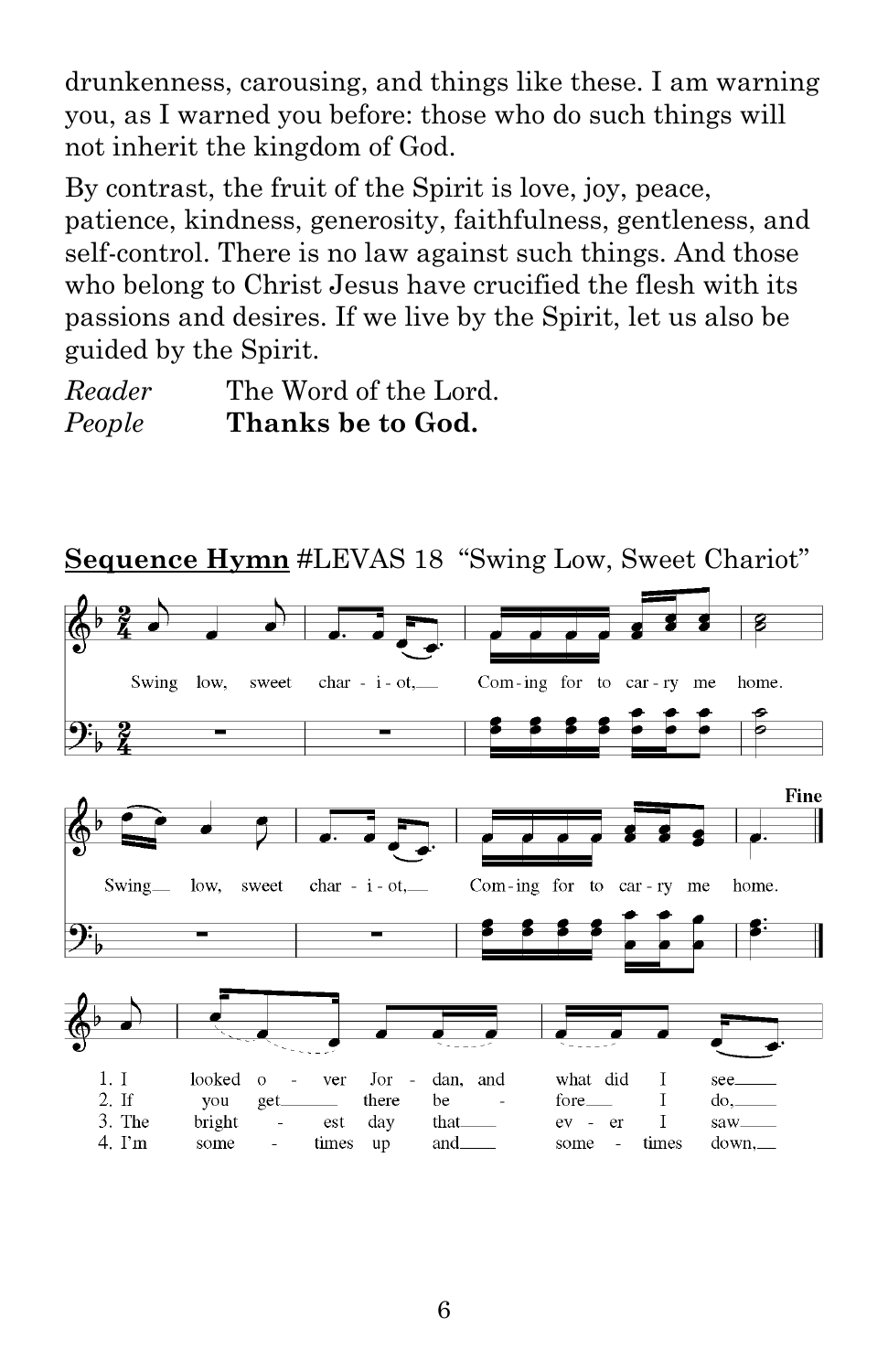drunkenness, carousing, and things like these. I am warning you, as I warned you before: those who do such things will not inherit the kingdom of God.

By contrast, the fruit of the Spirit is love, joy, peace, patience, kindness, generosity, faithfulness, gentleness, and self-control. There is no law against such things. And those who belong to Christ Jesus have crucified the flesh with its passions and desires. If we live by the Spirit, let us also be guided by the Spirit.

*Reader* The Word of the Lord.
*People* **Thanks be to God.**

**Sequence Hymn** #LEVAS 18 "Swing Low, Sweet Chariot"

Swing low, sweet char - i - ot, Com - ing for to car - ry me home.

Swing low, sweet char - i - ot, Com - ing for to car - ry me home.

**Fine**

1. I looked o - ver Jor - dan, and what did I see
2. If you get there be - fore I do,
3. The bright - est day that ev - er I saw
4. I'm some - times up and some - times down,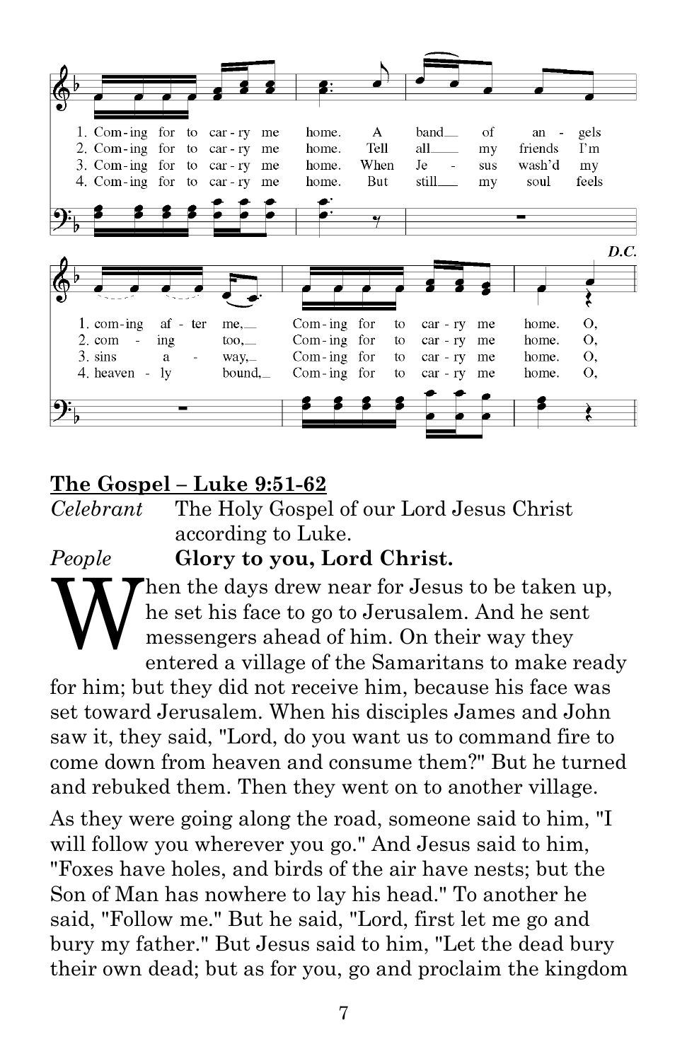1. Com-ing for to car-ry me home. A band of an-gels coming af-ter me, Com-ing for to car-ry me home. O,
2. Com-ing for to car-ry me home. Tell all my friends I'm com-ing too, Com-ing for to car-ry me home. O,
3. Com-ing for to car-ry me home. When Je-sus wash'd my sins a-way, Com-ing for to car-ry me home. O,
4. Com-ing for to car-ry me home. But still my soul feels heaven-ly bound, Com-ing for to car-ry me home. O,

*D.C.*

## The Gospel – Luke 9:51-62

*Celebrant* The Holy Gospel of our Lord Jesus Christ according to Luke.

*People* **Glory to you, Lord Christ.**

When the days drew near for Jesus to be taken up, he set his face to go to Jerusalem. And he sent messengers ahead of him. On their way they entered a village of the Samaritans to make ready for him; but they did not receive him, because his face was set toward Jerusalem. When his disciples James and John saw it, they said, "Lord, do you want us to command fire to come down from heaven and consume them?" But he turned and rebuked them. Then they went on to another village.

As they were going along the road, someone said to him, "I will follow you wherever you go." And Jesus said to him, "Foxes have holes, and birds of the air have nests; but the Son of Man has nowhere to lay his head." To another he said, "Follow me." But he said, "Lord, first let me go and bury my father." But Jesus said to him, "Let the dead bury their own dead; but as for you, go and proclaim the kingdom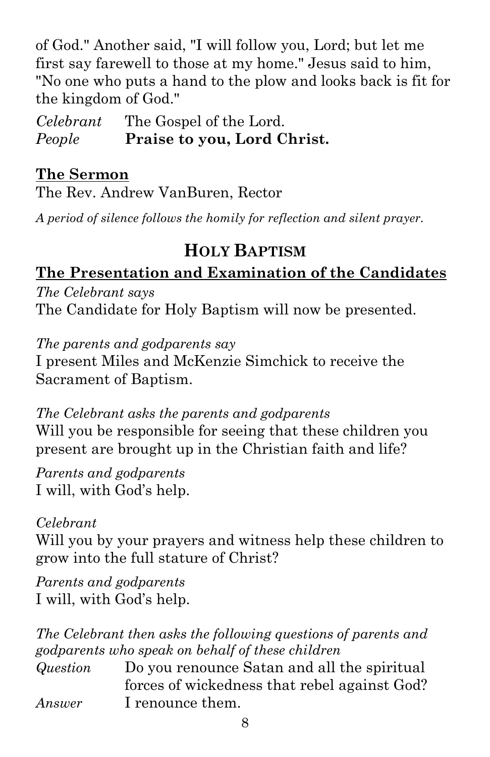of God." Another said, "I will follow you, Lord; but let me first say farewell to those at my home." Jesus said to him, "No one who puts a hand to the plow and looks back is fit for the kingdom of God."

*Celebrant* The Gospel of the Lord.
*People* **Praise to you, Lord Christ.**

**The Sermon**

The Rev. Andrew VanBuren, Rector

*A period of silence follows the homily for reflection and silent prayer.*

## HOLY BAPTISM

**The Presentation and Examination of the Candidates**

*The Celebrant says*
The Candidate for Holy Baptism will now be presented.

*The parents and godparents say*
I present Miles and McKenzie Simchick to receive the Sacrament of Baptism.

*The Celebrant asks the parents and godparents*
Will you be responsible for seeing that these children you present are brought up in the Christian faith and life?

*Parents and godparents*
I will, with God's help.

*Celebrant*
Will you by your prayers and witness help these children to grow into the full stature of Christ?

*Parents and godparents*
I will, with God's help.

*The Celebrant then asks the following questions of parents and godparents who speak on behalf of these children*

*Question* Do you renounce Satan and all the spiritual forces of wickedness that rebel against God?
*Answer* I renounce them.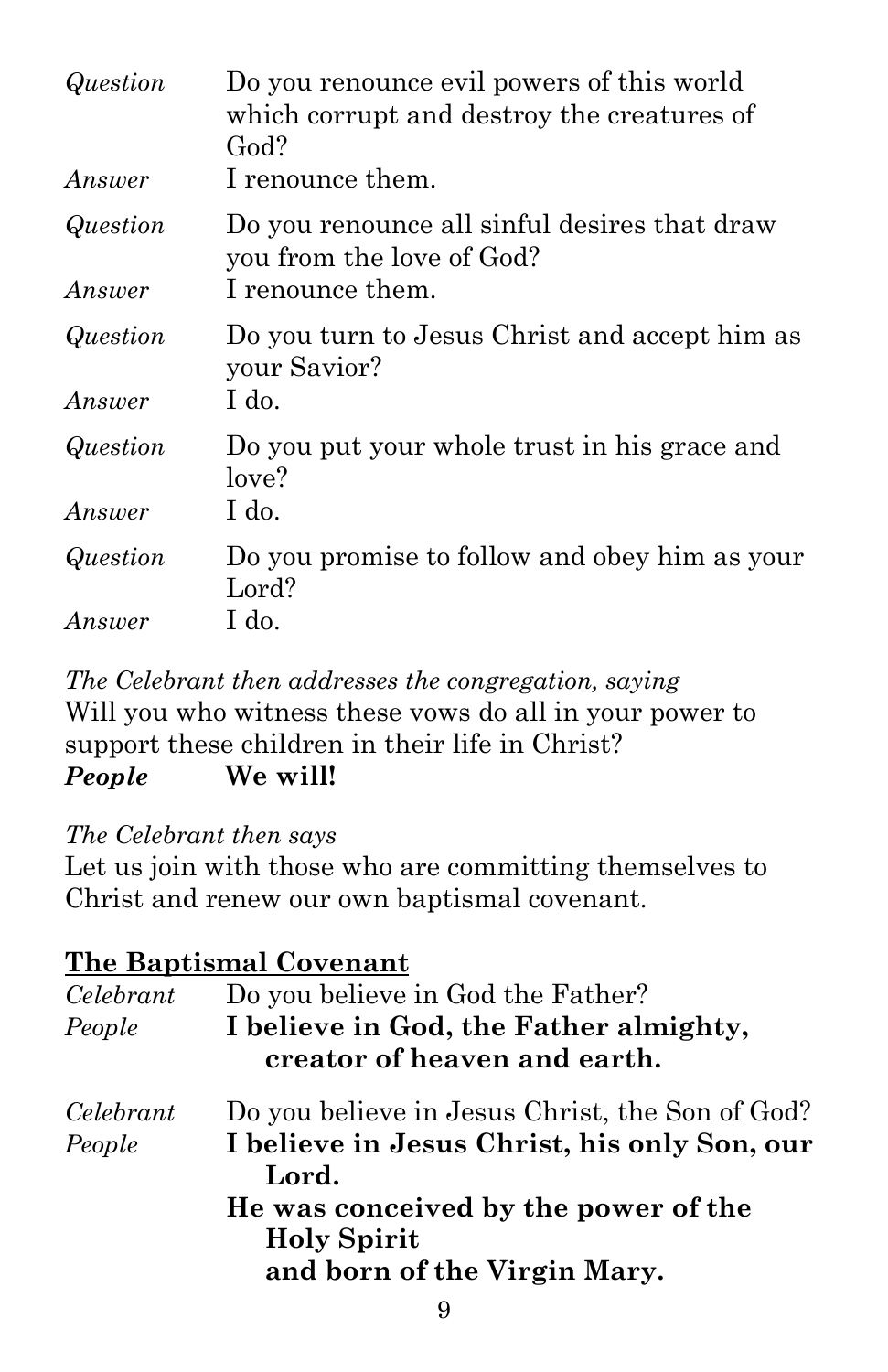*Question* Do you renounce evil powers of this world which corrupt and destroy the creatures of God?

*Answer* I renounce them.

*Question* Do you renounce all sinful desires that draw you from the love of God?

*Answer* I renounce them.

*Question* Do you turn to Jesus Christ and accept him as your Savior?

*Answer* I do.

*Question* Do you put your whole trust in his grace and love?

*Answer* I do.

*Question* Do you promise to follow and obey him as your Lord?

*Answer* I do.

*The Celebrant then addresses the congregation, saying*

Will you who witness these vows do all in your power to support these children in their life in Christ?

***People*** **We will!**

*The Celebrant then says*

Let us join with those who are committing themselves to Christ and renew our own baptismal covenant.

## The Baptismal Covenant

*Celebrant* Do you believe in God the Father?

*People* **I believe in God, the Father almighty, creator of heaven and earth.**

*Celebrant* Do you believe in Jesus Christ, the Son of God?

*People* **I believe in Jesus Christ, his only Son, our Lord.**

**He was conceived by the power of the Holy Spirit and born of the Virgin Mary.**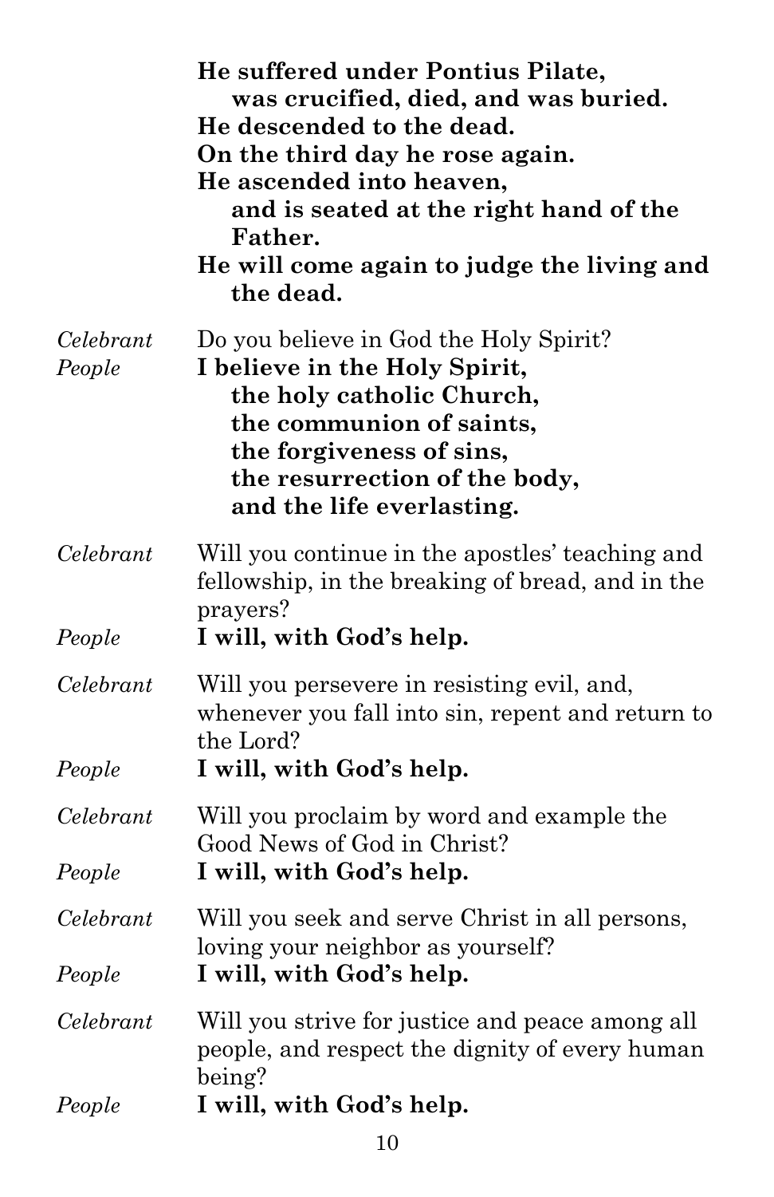**He suffered under Pontius Pilate,**
**was crucified, died, and was buried.**
**He descended to the dead.**
**On the third day he rose again.**
**He ascended into heaven,**
**and is seated at the right hand of the Father.**
**He will come again to judge the living and the dead.**

*Celebrant* Do you believe in God the Holy Spirit?

*People* **I believe in the Holy Spirit,**
**the holy catholic Church,**
**the communion of saints,**
**the forgiveness of sins,**
**the resurrection of the body,**
**and the life everlasting.**

*Celebrant* Will you continue in the apostles' teaching and fellowship, in the breaking of bread, and in the prayers?

*People* **I will, with God's help.**

*Celebrant* Will you persevere in resisting evil, and, whenever you fall into sin, repent and return to the Lord?

*People* **I will, with God's help.**

*Celebrant* Will you proclaim by word and example the Good News of God in Christ?

*People* **I will, with God's help.**

*Celebrant* Will you seek and serve Christ in all persons, loving your neighbor as yourself?

*People* **I will, with God's help.**

*Celebrant* Will you strive for justice and peace among all people, and respect the dignity of every human being?

*People* **I will, with God's help.**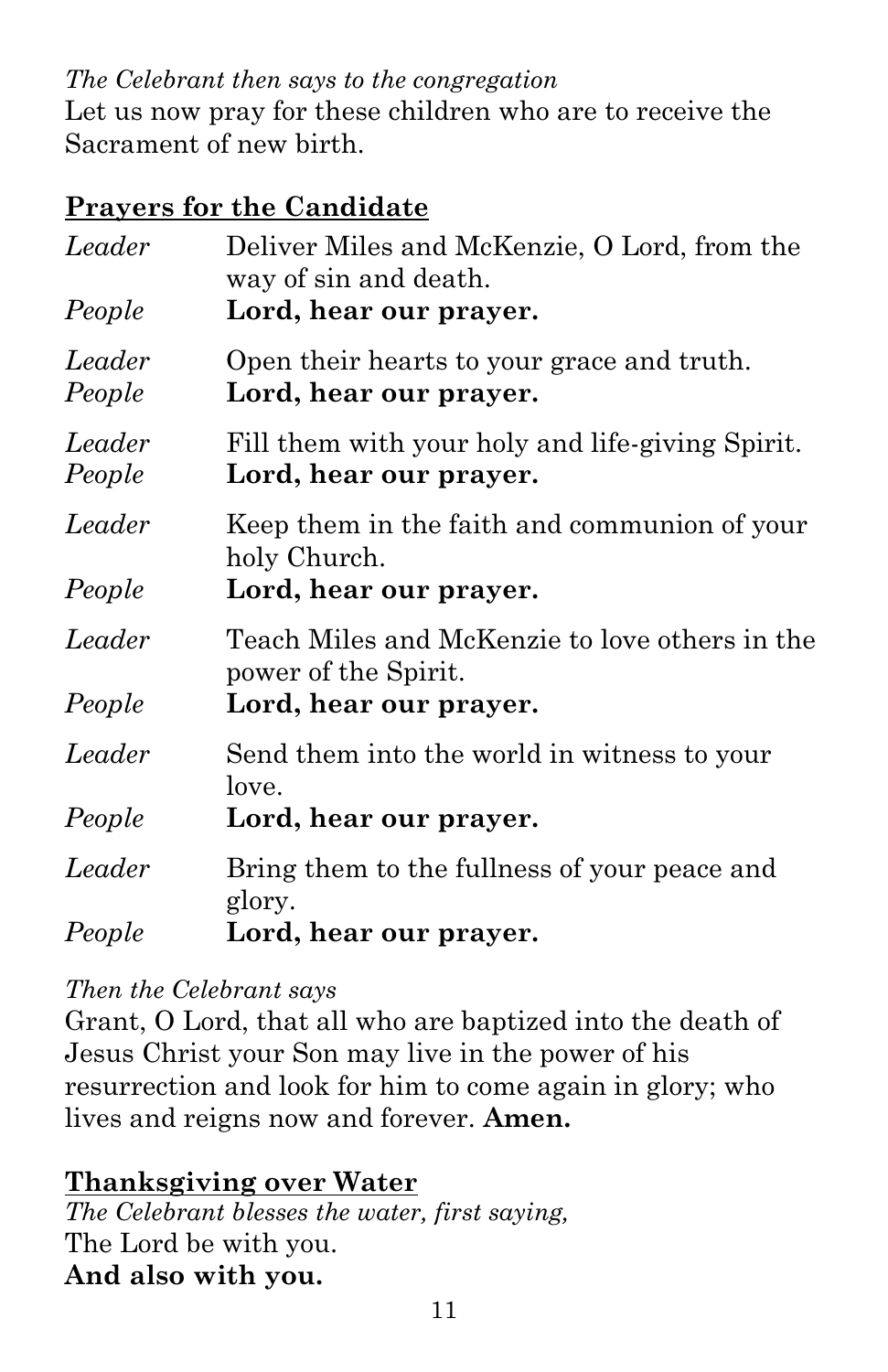*The Celebrant then says to the congregation*
Let us now pray for these children who are to receive the Sacrament of new birth.

**Prayers for the Candidate**

*Leader* Deliver Miles and McKenzie, O Lord, from the way of sin and death.
*People* **Lord, hear our prayer.**

*Leader* Open their hearts to your grace and truth.
*People* **Lord, hear our prayer.**

*Leader* Fill them with your holy and life-giving Spirit.
*People* **Lord, hear our prayer.**

*Leader* Keep them in the faith and communion of your holy Church.
*People* **Lord, hear our prayer.**

*Leader* Teach Miles and McKenzie to love others in the power of the Spirit.
*People* **Lord, hear our prayer.**

*Leader* Send them into the world in witness to your love.
*People* **Lord, hear our prayer.**

*Leader* Bring them to the fullness of your peace and glory.
*People* **Lord, hear our prayer.**

*Then the Celebrant says*
Grant, O Lord, that all who are baptized into the death of Jesus Christ your Son may live in the power of his resurrection and look for him to come again in glory; who lives and reigns now and forever. **Amen.**

**Thanksgiving over Water**
*The Celebrant blesses the water, first saying,*
The Lord be with you.
**And also with you.**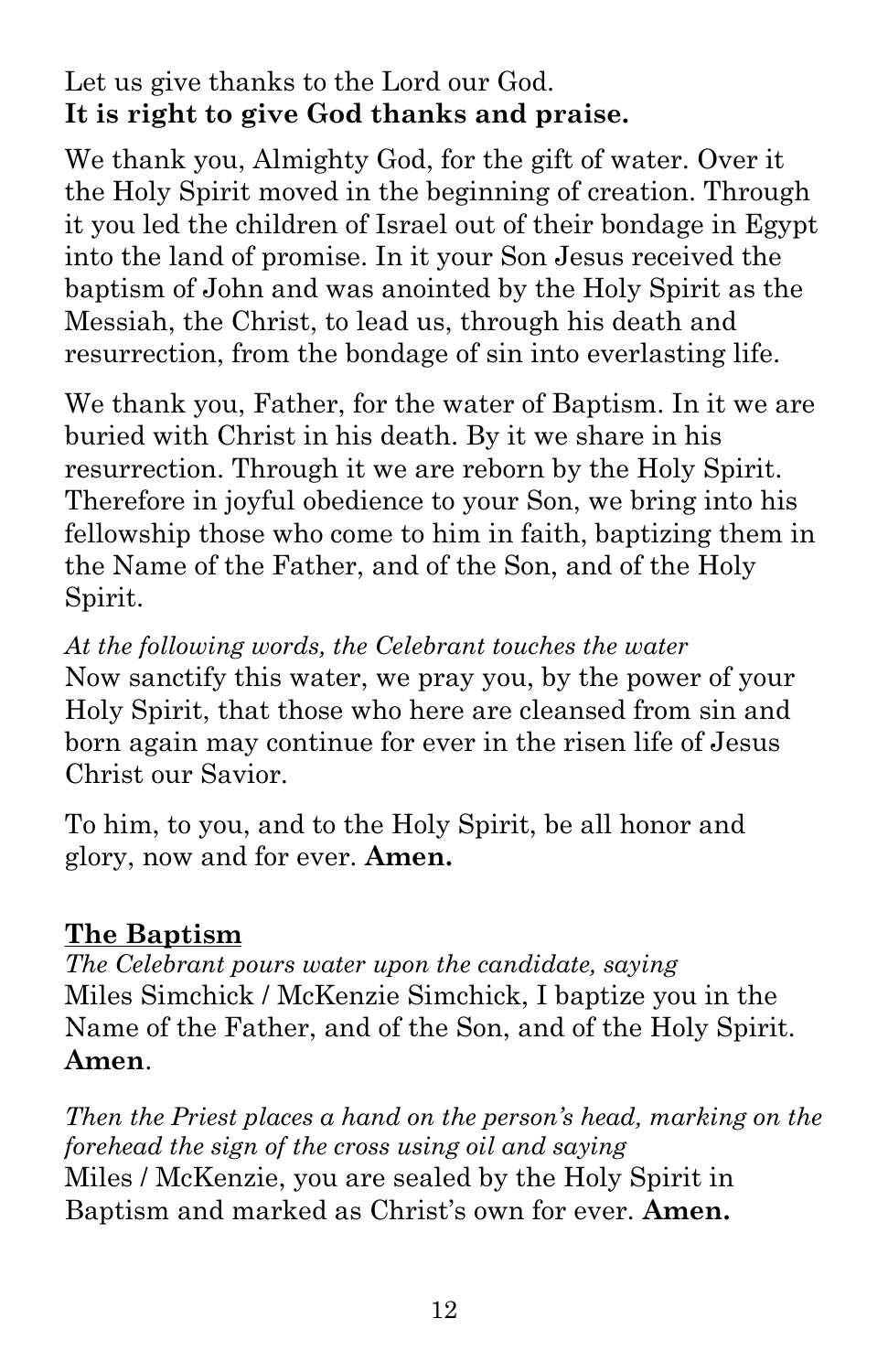Let us give thanks to the Lord our God.
**It is right to give God thanks and praise.**

We thank you, Almighty God, for the gift of water. Over it the Holy Spirit moved in the beginning of creation. Through it you led the children of Israel out of their bondage in Egypt into the land of promise. In it your Son Jesus received the baptism of John and was anointed by the Holy Spirit as the Messiah, the Christ, to lead us, through his death and resurrection, from the bondage of sin into everlasting life.

We thank you, Father, for the water of Baptism. In it we are buried with Christ in his death. By it we share in his resurrection. Through it we are reborn by the Holy Spirit. Therefore in joyful obedience to your Son, we bring into his fellowship those who come to him in faith, baptizing them in the Name of the Father, and of the Son, and of the Holy Spirit.

*At the following words, the Celebrant touches the water*
Now sanctify this water, we pray you, by the power of your Holy Spirit, that those who here are cleansed from sin and born again may continue for ever in the risen life of Jesus Christ our Savior.

To him, to you, and to the Holy Spirit, be all honor and glory, now and for ever. **Amen.**

## The Baptism

*The Celebrant pours water upon the candidate, saying*
Miles Simchick / McKenzie Simchick, I baptize you in the Name of the Father, and of the Son, and of the Holy Spirit. **Amen**.

*Then the Priest places a hand on the person's head, marking on the forehead the sign of the cross using oil and saying*
Miles / McKenzie, you are sealed by the Holy Spirit in Baptism and marked as Christ's own for ever. **Amen.**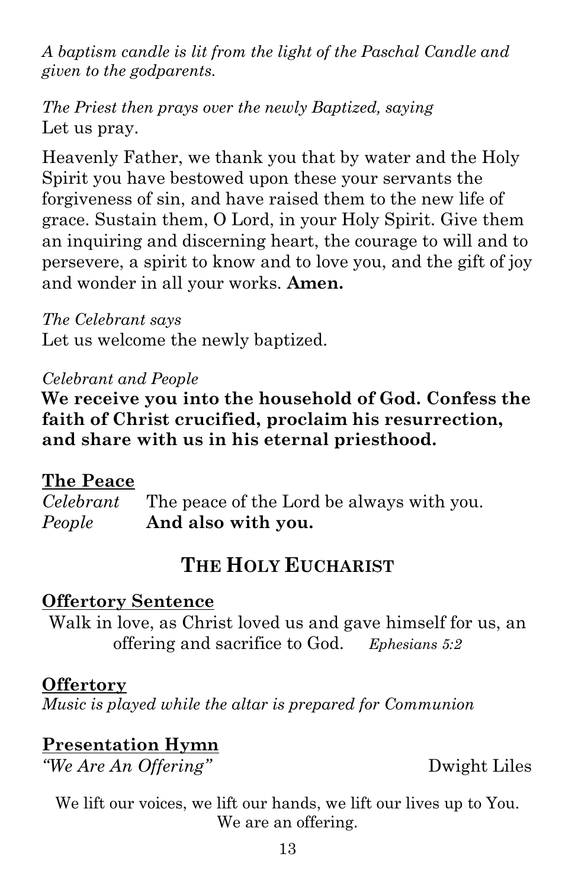*A baptism candle is lit from the light of the Paschal Candle and given to the godparents.*

*The Priest then prays over the newly Baptized, saying*
Let us pray.

Heavenly Father, we thank you that by water and the Holy Spirit you have bestowed upon these your servants the forgiveness of sin, and have raised them to the new life of grace. Sustain them, O Lord, in your Holy Spirit. Give them an inquiring and discerning heart, the courage to will and to persevere, a spirit to know and to love you, and the gift of joy and wonder in all your works. **Amen.**

*The Celebrant says*
Let us welcome the newly baptized.

*Celebrant and People*
**We receive you into the household of God. Confess the faith of Christ crucified, proclaim his resurrection, and share with us in his eternal priesthood.**

**The Peace**

*Celebrant* The peace of the Lord be always with you.
*People* **And also with you.**

## THE HOLY EUCHARIST

**Offertory Sentence**

Walk in love, as Christ loved us and gave himself for us, an offering and sacrifice to God. *Ephesians 5:2*

**Offertory**

*Music is played while the altar is prepared for Communion*

**Presentation Hymn**

*"We Are An Offering"* Dwight Liles

We lift our voices, we lift our hands, we lift our lives up to You.
We are an offering.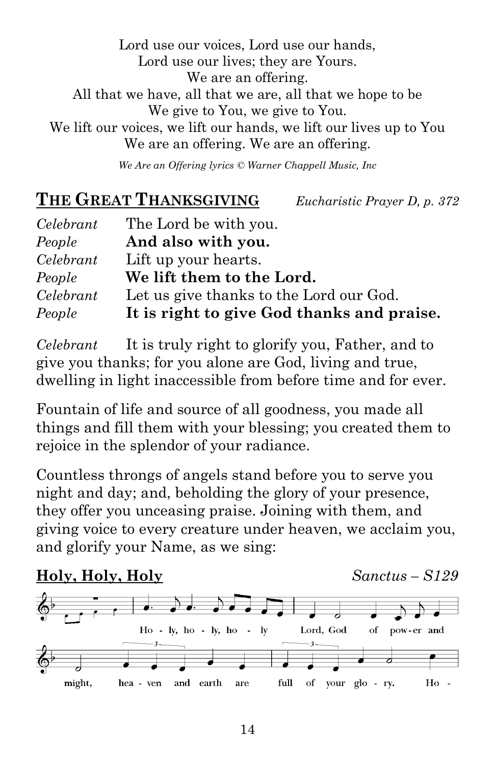Lord use our voices, Lord use our hands,
Lord use our lives; they are Yours.
We are an offering.
All that we have, all that we are, all that we hope to be
We give to You, we give to You.
We lift our voices, we lift our hands, we lift our lives up to You
We are an offering. We are an offering.

*We Are an Offering lyrics © Warner Chappell Music, Inc*

## THE GREAT THANKSGIVING *Eucharistic Prayer D, p. 372*

*Celebrant* The Lord be with you.
*People* **And also with you.**
*Celebrant* Lift up your hearts.
*People* **We lift them to the Lord.**
*Celebrant* Let us give thanks to the Lord our God.
*People* **It is right to give God thanks and praise.**

*Celebrant* It is truly right to glorify you, Father, and to give you thanks; for you alone are God, living and true, dwelling in light inaccessible from before time and for ever.

Fountain of life and source of all goodness, you made all things and fill them with your blessing; you created them to rejoice in the splendor of your radiance.

Countless throngs of angels stand before you to serve you night and day; and, beholding the glory of your presence, they offer you unceasing praise. Joining with them, and giving voice to every creature under heaven, we acclaim you, and glorify your Name, as we sing:

**Holy, Holy, Holy** *Sanctus – S129*

Ho - ly, ho - ly, ho - ly Lord, God of pow-er and might, hea - ven and earth are full of your glo - ry. Ho -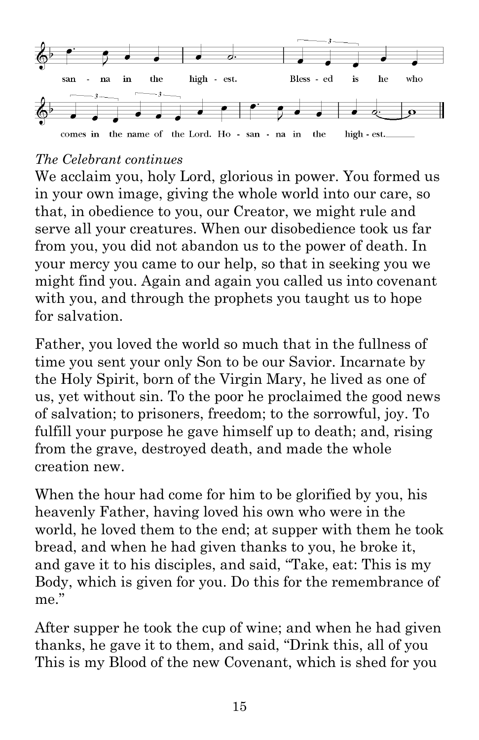san - na in the high - est. Bless - ed is he who

comes in the name of the Lord. Ho - san - na in the high - est.

*The Celebrant continues*

We acclaim you, holy Lord, glorious in power. You formed us in your own image, giving the whole world into our care, so that, in obedience to you, our Creator, we might rule and serve all your creatures. When our disobedience took us far from you, you did not abandon us to the power of death. In your mercy you came to our help, so that in seeking you we might find you. Again and again you called us into covenant with you, and through the prophets you taught us to hope for salvation.

Father, you loved the world so much that in the fullness of time you sent your only Son to be our Savior. Incarnate by the Holy Spirit, born of the Virgin Mary, he lived as one of us, yet without sin. To the poor he proclaimed the good news of salvation; to prisoners, freedom; to the sorrowful, joy. To fulfill your purpose he gave himself up to death; and, rising from the grave, destroyed death, and made the whole creation new.

When the hour had come for him to be glorified by you, his heavenly Father, having loved his own who were in the world, he loved them to the end; at supper with them he took bread, and when he had given thanks to you, he broke it, and gave it to his disciples, and said, "Take, eat: This is my Body, which is given for you. Do this for the remembrance of me."

After supper he took the cup of wine; and when he had given thanks, he gave it to them, and said, "Drink this, all of you This is my Blood of the new Covenant, which is shed for you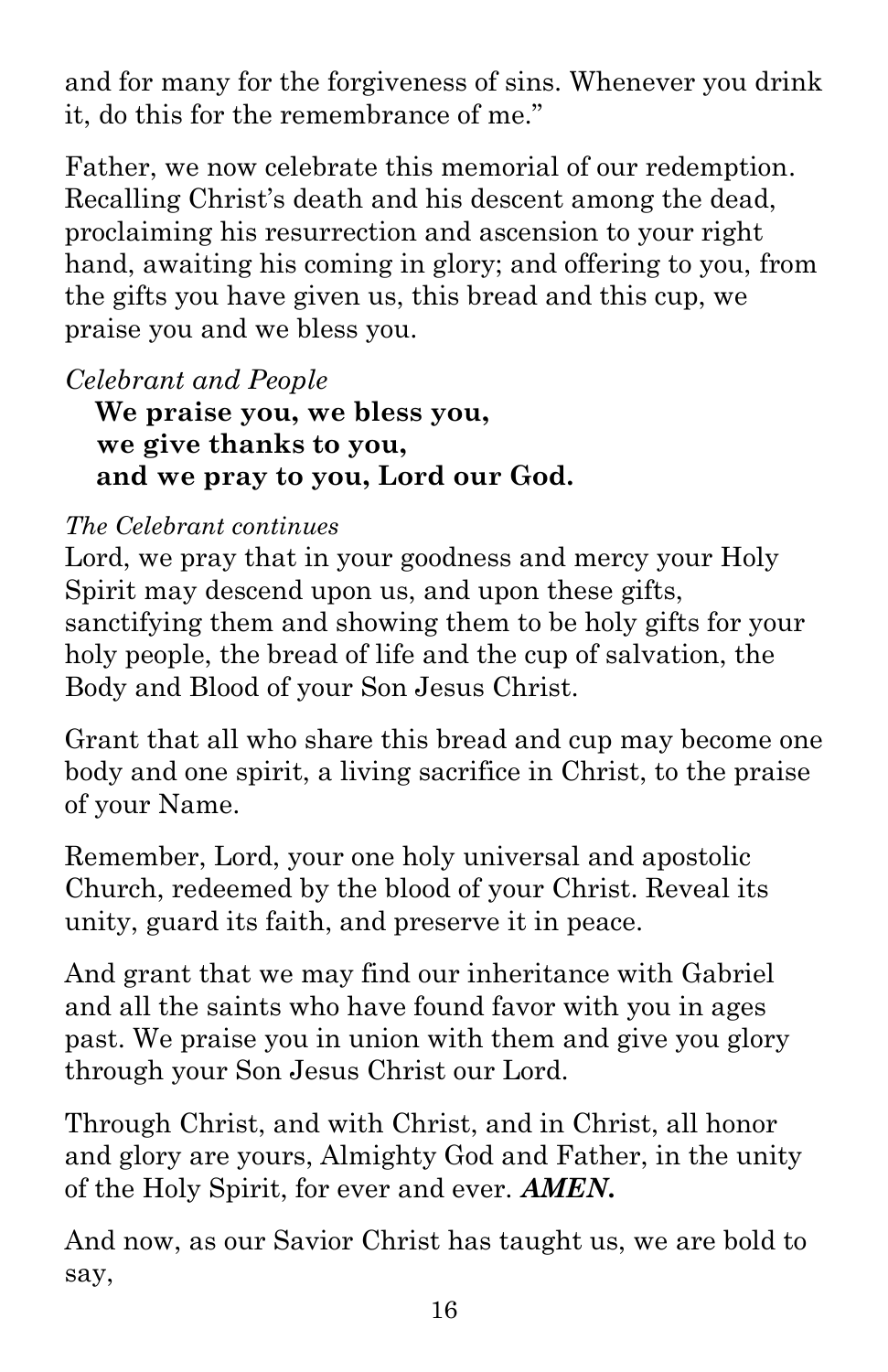and for many for the forgiveness of sins. Whenever you drink it, do this for the remembrance of me."

Father, we now celebrate this memorial of our redemption. Recalling Christ's death and his descent among the dead, proclaiming his resurrection and ascension to your right hand, awaiting his coming in glory; and offering to you, from the gifts you have given us, this bread and this cup, we praise you and we bless you.

*Celebrant and People*

**We praise you, we bless you,**
**we give thanks to you,**
**and we pray to you, Lord our God.**

*The Celebrant continues*

Lord, we pray that in your goodness and mercy your Holy Spirit may descend upon us, and upon these gifts, sanctifying them and showing them to be holy gifts for your holy people, the bread of life and the cup of salvation, the Body and Blood of your Son Jesus Christ.

Grant that all who share this bread and cup may become one body and one spirit, a living sacrifice in Christ, to the praise of your Name.

Remember, Lord, your one holy universal and apostolic Church, redeemed by the blood of your Christ. Reveal its unity, guard its faith, and preserve it in peace.

And grant that we may find our inheritance with Gabriel and all the saints who have found favor with you in ages past. We praise you in union with them and give you glory through your Son Jesus Christ our Lord.

Through Christ, and with Christ, and in Christ, all honor and glory are yours, Almighty God and Father, in the unity of the Holy Spirit, for ever and ever. ***AMEN.***

And now, as our Savior Christ has taught us, we are bold to say,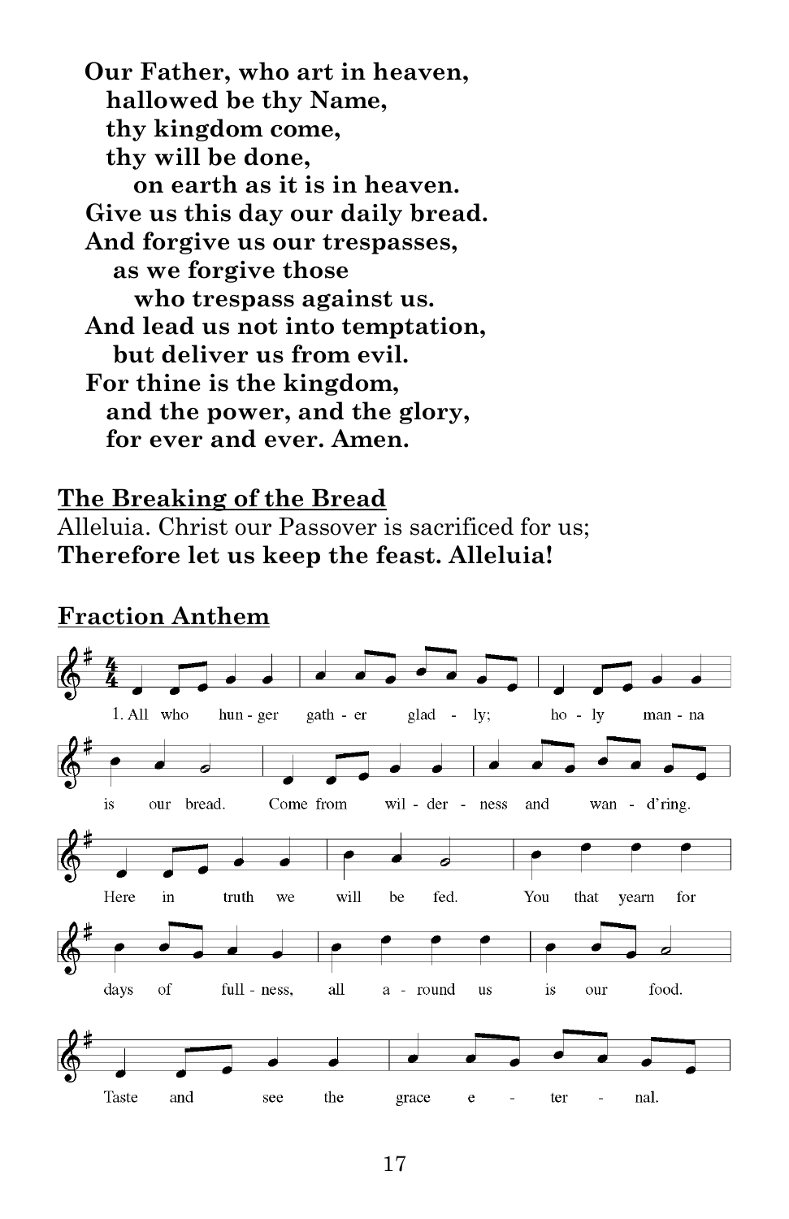**Our Father, who art in heaven,**
**hallowed be thy Name,**
**thy kingdom come,**
**thy will be done,**
**on earth as it is in heaven.**
**Give us this day our daily bread.**
**And forgive us our trespasses,**
**as we forgive those**
**who trespass against us.**
**And lead us not into temptation,**
**but deliver us from evil.**
**For thine is the kingdom,**
**and the power, and the glory,**
**for ever and ever. Amen.**

## The Breaking of the Bread

Alleluia. Christ our Passover is sacrificed for us;
**Therefore let us keep the feast. Alleluia!**

## Fraction Anthem

1. All who hun - ger gath - er glad - ly; ho - ly man - na is our bread. Come from wil - der - ness and wan - d'ring. Here in truth we will be fed. You that yearn for days of full - ness, all a - round us is our food. Taste and see the grace e - ter - nal.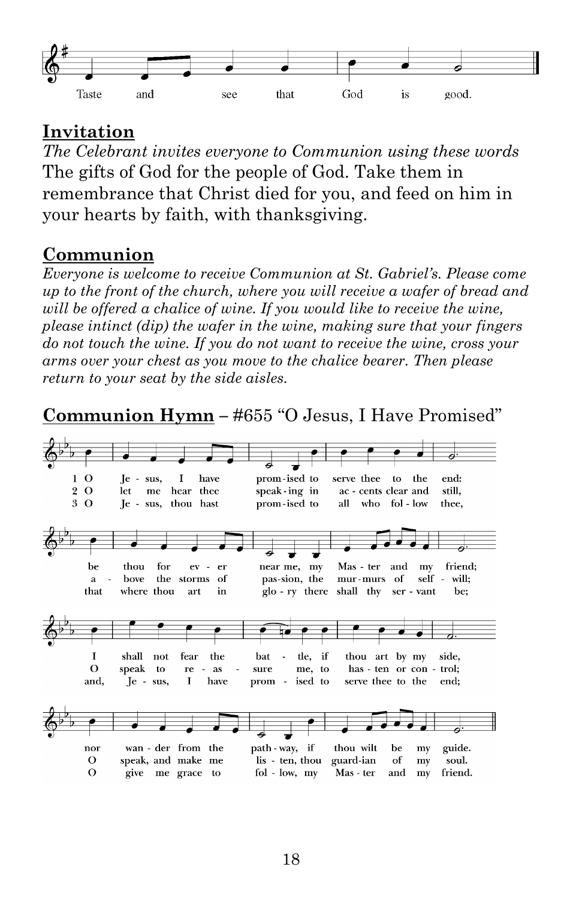Taste and see that God is good.

## Invitation

*The Celebrant invites everyone to Communion using these words*

The gifts of God for the people of God. Take them in remembrance that Christ died for you, and feed on him in your hearts by faith, with thanksgiving.

## Communion

*Everyone is welcome to receive Communion at St. Gabriel's. Please come up to the front of the church, where you will receive a wafer of bread and will be offered a chalice of wine. If you would like to receive the wine, please intinct (dip) the wafer in the wine, making sure that your fingers do not touch the wine. If you do not want to receive the wine, cross your arms over your chest as you move to the chalice bearer. Then please return to your seat by the side aisles.*

## Communion Hymn – #655 "O Jesus, I Have Promised"

1 O Jesus, I have promised to serve thee to the end:
be thou for ever near me, my Master and my friend;
I shall not fear the battle, if thou art by my side,
nor wander from the pathway, if thou wilt be my guide.

2 O let me hear thee speaking in accents clear and still,
above the storms of passion, the murmurs of self-will;
O speak to reassure me, to hasten or control;
O speak, and make me listen, thou guardian of my soul.

3 O Jesus, thou hast promised to all who follow thee,
that where thou art in glory there shall thy servant be;
and, Jesus, I have promised to serve thee to the end;
O give me grace to follow, my Master and my friend.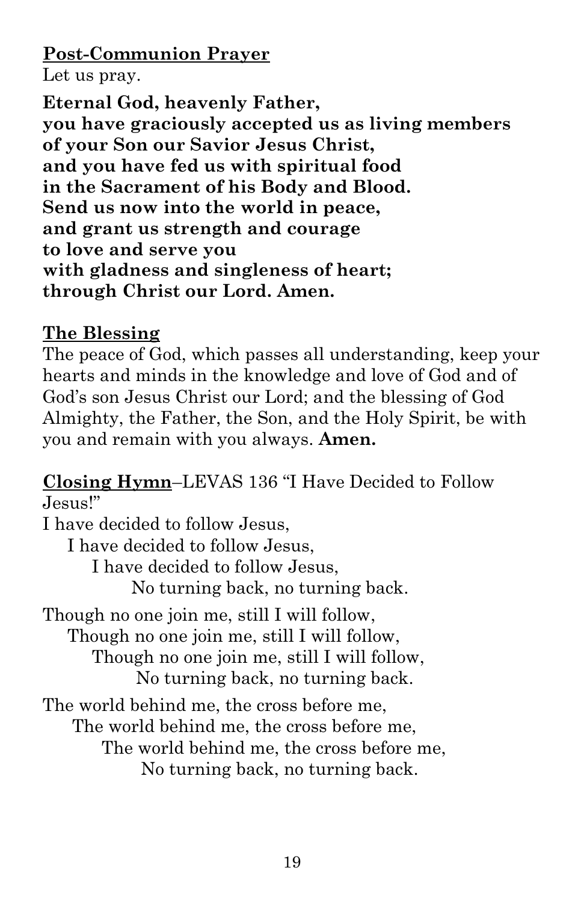**Post-Communion Prayer**

Let us pray.

**Eternal God, heavenly Father,**
**you have graciously accepted us as living members**
**of your Son our Savior Jesus Christ,**
**and you have fed us with spiritual food**
**in the Sacrament of his Body and Blood.**
**Send us now into the world in peace,**
**and grant us strength and courage**
**to love and serve you**
**with gladness and singleness of heart;**
**through Christ our Lord. Amen.**

**The Blessing**

The peace of God, which passes all understanding, keep your hearts and minds in the knowledge and love of God and of God's son Jesus Christ our Lord; and the blessing of God Almighty, the Father, the Son, and the Holy Spirit, be with you and remain with you always. **Amen.**

**Closing Hymn**–LEVAS 136 "I Have Decided to Follow Jesus!"

I have decided to follow Jesus,
I have decided to follow Jesus,
I have decided to follow Jesus,
No turning back, no turning back.

Though no one join me, still I will follow,
Though no one join me, still I will follow,
Though no one join me, still I will follow,
No turning back, no turning back.

The world behind me, the cross before me,
The world behind me, the cross before me,
The world behind me, the cross before me,
No turning back, no turning back.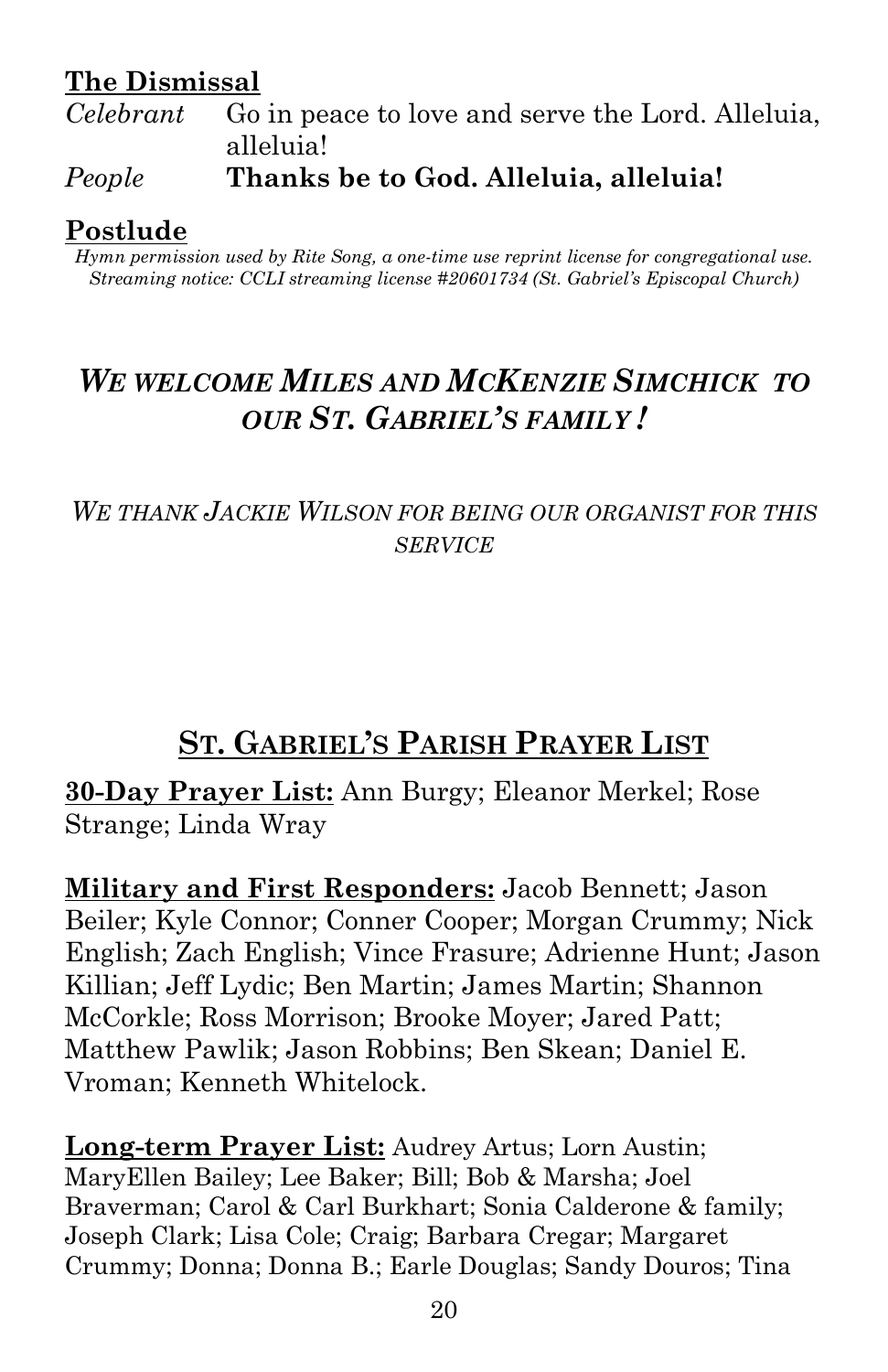**The Dismissal**

*Celebrant* Go in peace to love and serve the Lord. Alleluia, alleluia!

*People* **Thanks be to God. Alleluia, alleluia!**

**Postlude**

*Hymn permission used by Rite Song, a one-time use reprint license for congregational use. Streaming notice: CCLI streaming license #20601734 (St. Gabriel's Episcopal Church)*

## *WE WELCOME MILES AND MCKENZIE SIMCHICK TO OUR ST. GABRIEL'S FAMILY !*

*WE THANK JACKIE WILSON FOR BEING OUR ORGANIST FOR THIS SERVICE*

## ST. GABRIEL'S PARISH PRAYER LIST

**30-Day Prayer List:** Ann Burgy; Eleanor Merkel; Rose Strange; Linda Wray

**Military and First Responders:** Jacob Bennett; Jason Beiler; Kyle Connor; Conner Cooper; Morgan Crummy; Nick English; Zach English; Vince Frasure; Adrienne Hunt; Jason Killian; Jeff Lydic; Ben Martin; James Martin; Shannon McCorkle; Ross Morrison; Brooke Moyer; Jared Patt; Matthew Pawlik; Jason Robbins; Ben Skean; Daniel E. Vroman; Kenneth Whitelock.

**Long-term Prayer List:** Audrey Artus; Lorn Austin; MaryEllen Bailey; Lee Baker; Bill; Bob & Marsha; Joel Braverman; Carol & Carl Burkhart; Sonia Calderone & family; Joseph Clark; Lisa Cole; Craig; Barbara Cregar; Margaret Crummy; Donna; Donna B.; Earle Douglas; Sandy Douros; Tina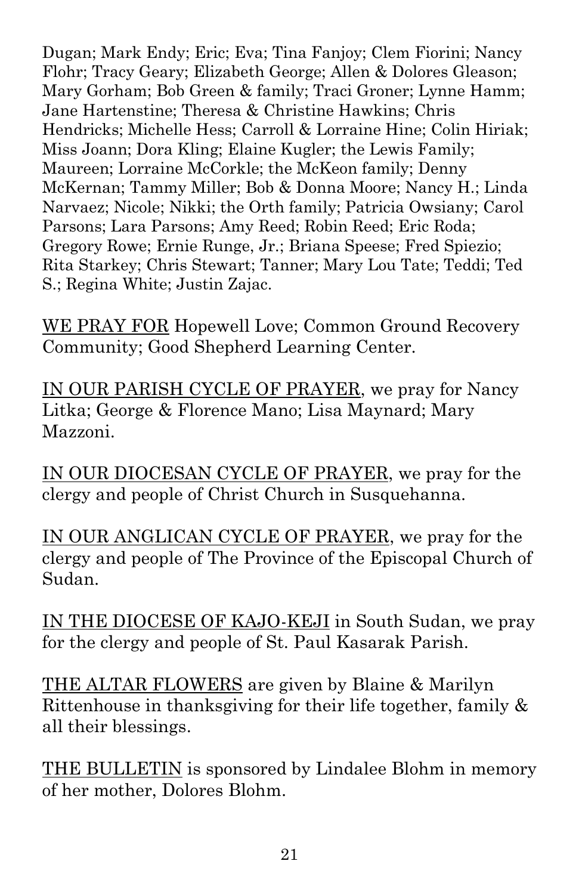Dugan; Mark Endy; Eric; Eva; Tina Fanjoy; Clem Fiorini; Nancy Flohr; Tracy Geary; Elizabeth George; Allen & Dolores Gleason; Mary Gorham; Bob Green & family; Traci Groner; Lynne Hamm; Jane Hartenstine; Theresa & Christine Hawkins; Chris Hendricks; Michelle Hess; Carroll & Lorraine Hine; Colin Hiriak; Miss Joann; Dora Kling; Elaine Kugler; the Lewis Family; Maureen; Lorraine McCorkle; the McKeon family; Denny McKernan; Tammy Miller; Bob & Donna Moore; Nancy H.; Linda Narvaez; Nicole; Nikki; the Orth family; Patricia Owsiany; Carol Parsons; Lara Parsons; Amy Reed; Robin Reed; Eric Roda; Gregory Rowe; Ernie Runge, Jr.; Briana Speese; Fred Spiezio; Rita Starkey; Chris Stewart; Tanner; Mary Lou Tate; Teddi; Ted S.; Regina White; Justin Zajac.

<u>WE PRAY FOR</u> Hopewell Love; Common Ground Recovery Community; Good Shepherd Learning Center.

<u>IN OUR PARISH CYCLE OF PRAYER</u>, we pray for Nancy Litka; George & Florence Mano; Lisa Maynard; Mary Mazzoni.

<u>IN OUR DIOCESAN CYCLE OF PRAYER</u>, we pray for the clergy and people of Christ Church in Susquehanna.

<u>IN OUR ANGLICAN CYCLE OF PRAYER</u>, we pray for the clergy and people of The Province of the Episcopal Church of Sudan.

<u>IN THE DIOCESE OF KAJO-KEJI</u> in South Sudan, we pray for the clergy and people of St. Paul Kasarak Parish.

<u>THE ALTAR FLOWERS</u> are given by Blaine & Marilyn Rittenhouse in thanksgiving for their life together, family & all their blessings.

<u>THE BULLETIN</u> is sponsored by Lindalee Blohm in memory of her mother, Dolores Blohm.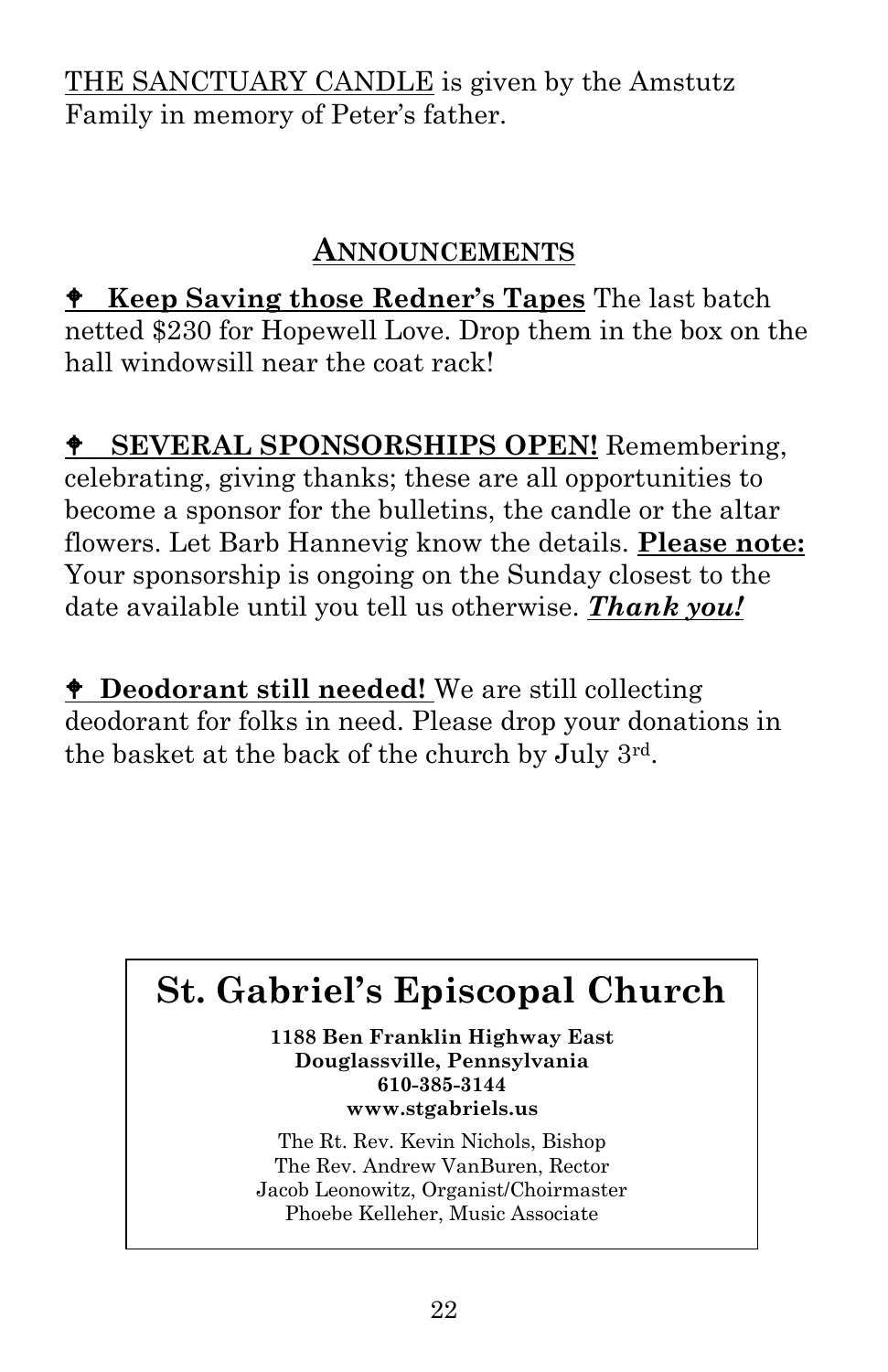THE SANCTUARY CANDLE is given by the Amstutz Family in memory of Peter's father.

## ANNOUNCEMENTS

♱ **Keep Saving those Redner's Tapes** The last batch netted $230 for Hopewell Love. Drop them in the box on the hall windowsill near the coat rack!

♱ **SEVERAL SPONSORSHIPS OPEN!** Remembering, celebrating, giving thanks; these are all opportunities to become a sponsor for the bulletins, the candle or the altar flowers. Let Barb Hannevig know the details. **Please note:** Your sponsorship is ongoing on the Sunday closest to the date available until you tell us otherwise. ***Thank you!***

♱ **Deodorant still needed!** We are still collecting deodorant for folks in need. Please drop your donations in the basket at the back of the church by July 3rd.

# St. Gabriel's Episcopal Church

**1188 Ben Franklin Highway East**
**Douglassville, Pennsylvania**
**610-385-3144**
**www.stgabriels.us**

The Rt. Rev. Kevin Nichols, Bishop
The Rev. Andrew VanBuren, Rector
Jacob Leonowitz, Organist/Choirmaster
Phoebe Kelleher, Music Associate